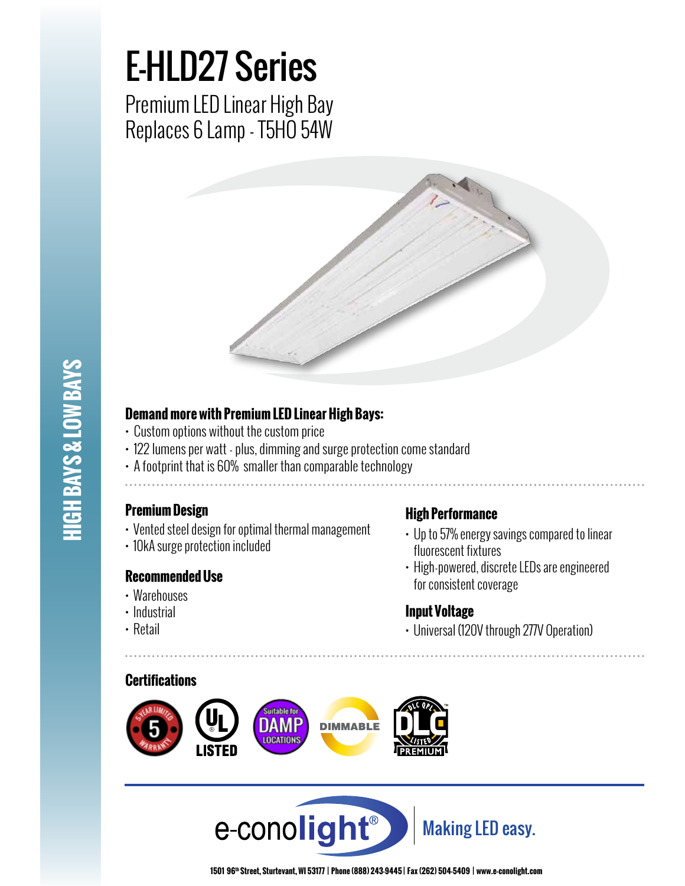HIGH BAYS & LOW BAYS

# E-HLD27 Series

## Premium LED Linear High Bay
## Replaces 6 Lamp - T5HO 54W

### Demand more with Premium LED Linear High Bays:

- Custom options without the custom price
- 122 lumens per watt - plus, dimming and surge protection come standard
- A footprint that is 60% smaller than comparable technology

### Premium Design

- Vented steel design for optimal thermal management
- 10kA surge protection included

### Recommended Use

- Warehouses
- Industrial
- Retail

### High Performance

- Up to 57% energy savings compared to linear fluorescent fixtures
- High-powered, discrete LEDs are engineered for consistent coverage

### Input Voltage

- Universal (120V through 277V Operation)

### Certifications

5 Year Limited Warranty | UL Listed | Suitable for DAMP Locations | DIMMABLE | DLC QPL Listed PREMIUM

e-conolight® Making LED easy.

1501 96th Street, Sturtevant, WI 53177 | Phone (888) 243-9445 | Fax (262) 504-5409 | www.e-conolight.com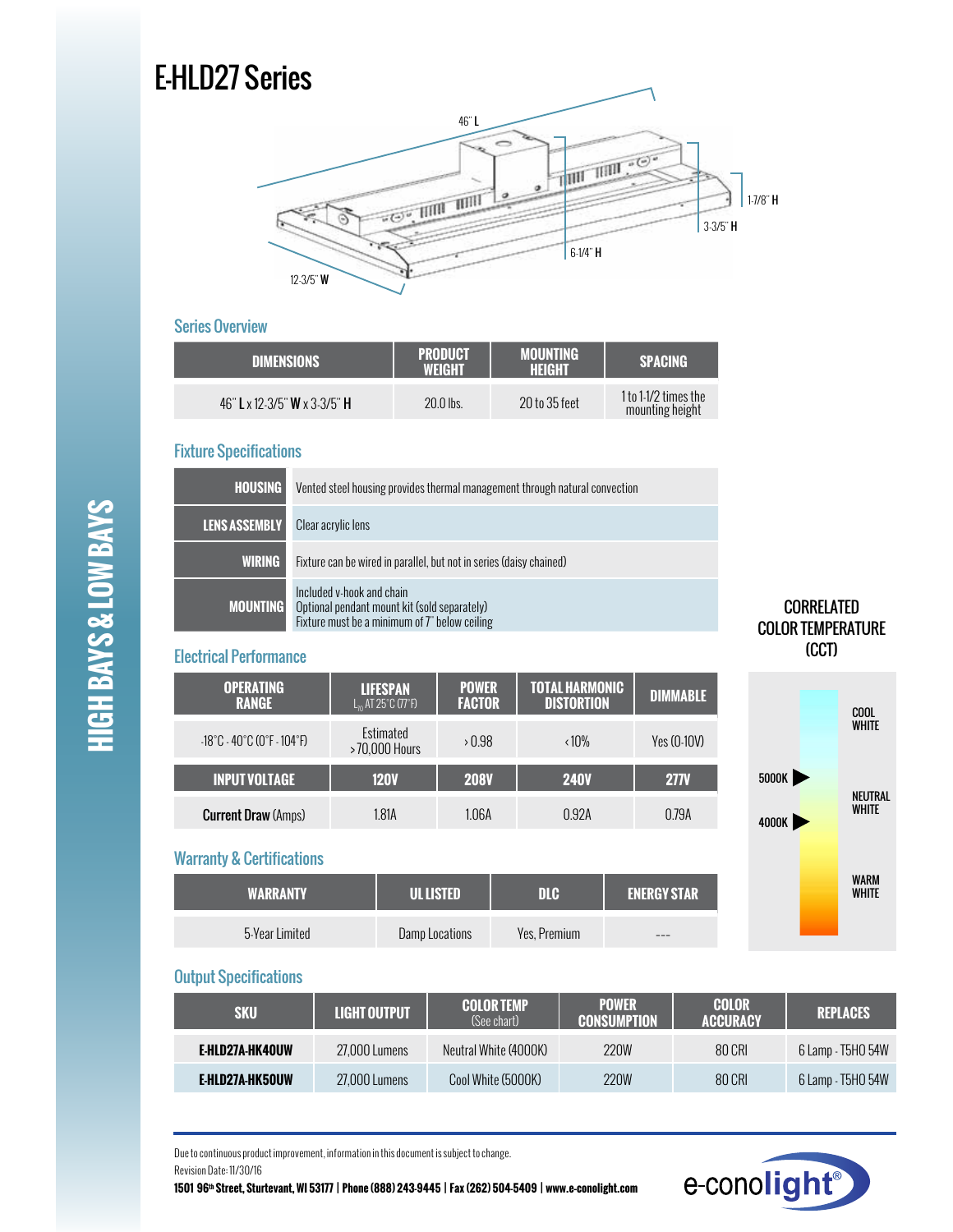# E-HLD27 Series

46" L

1-7/8" H

3-3/5" H

6-1/4" H

12-3/5" W

## Series Overview

| DIMENSIONS | PRODUCT WEIGHT | MOUNTING HEIGHT | SPACING |
|---|---|---|---|
| 46" **L** x 12-3/5" **W** x 3-3/5" **H** | 20.0 lbs. | 20 to 35 feet | 1 to 1-1/2 times the mounting height |

## Fixture Specifications

| | |
|---|---|
| **HOUSING** | Vented steel housing provides thermal management through natural convection |
| **LENS ASSEMBLY** | Clear acrylic lens |
| **WIRING** | Fixture can be wired in parallel, but not in series (daisy chained) |
| **MOUNTING** | Included v-hook and chain<br>Optional pendant mount kit (sold separately)<br>Fixture must be a minimum of 7" below ceiling |

## Electrical Performance

| OPERATING RANGE | LIFESPAN $L_{70}$ AT 25°C (77°F) | POWER FACTOR | TOTAL HARMONIC DISTORTION | DIMMABLE |
|---|---|---|---|---|
| -18°C - 40°C (0°F - 104°F) | Estimated >70,000 Hours | >0.98 | <10% | Yes (0-10V) |
| **INPUT VOLTAGE** | **120V** | **208V** | **240V** | **277V** |
| **Current Draw** (Amps) | 1.81A | 1.06A | 0.92A | 0.79A |

## Warranty & Certifications

| WARRANTY | UL LISTED | DLC | ENERGY STAR |
|---|---|---|---|
| 5-Year Limited | Damp Locations | Yes, Premium | --- |

## CORRELATED COLOR TEMPERATURE (CCT)

COOL WHITE

5000K

NEUTRAL WHITE

4000K

WARM WHITE

## Output Specifications

| SKU | LIGHT OUTPUT | COLOR TEMP (See chart) | POWER CONSUMPTION | COLOR ACCURACY | REPLACES |
|---|---|---|---|---|---|
| **E-HLD27A-HK40UW** | 27,000 Lumens | Neutral White (4000K) | 220W | 80 CRI | 6 Lamp - T5HO 54W |
| **E-HLD27A-HK50UW** | 27,000 Lumens | Cool White (5000K) | 220W | 80 CRI | 6 Lamp - T5HO 54W |

Due to continuous product improvement, information in this document is subject to change.

Revision Date: 11/30/16

**1501 96th Street, Sturtevant, WI 53177 | Phone (888) 243-9445 | Fax (262) 504-5409 | www.e-conolight.com**

e-conolight®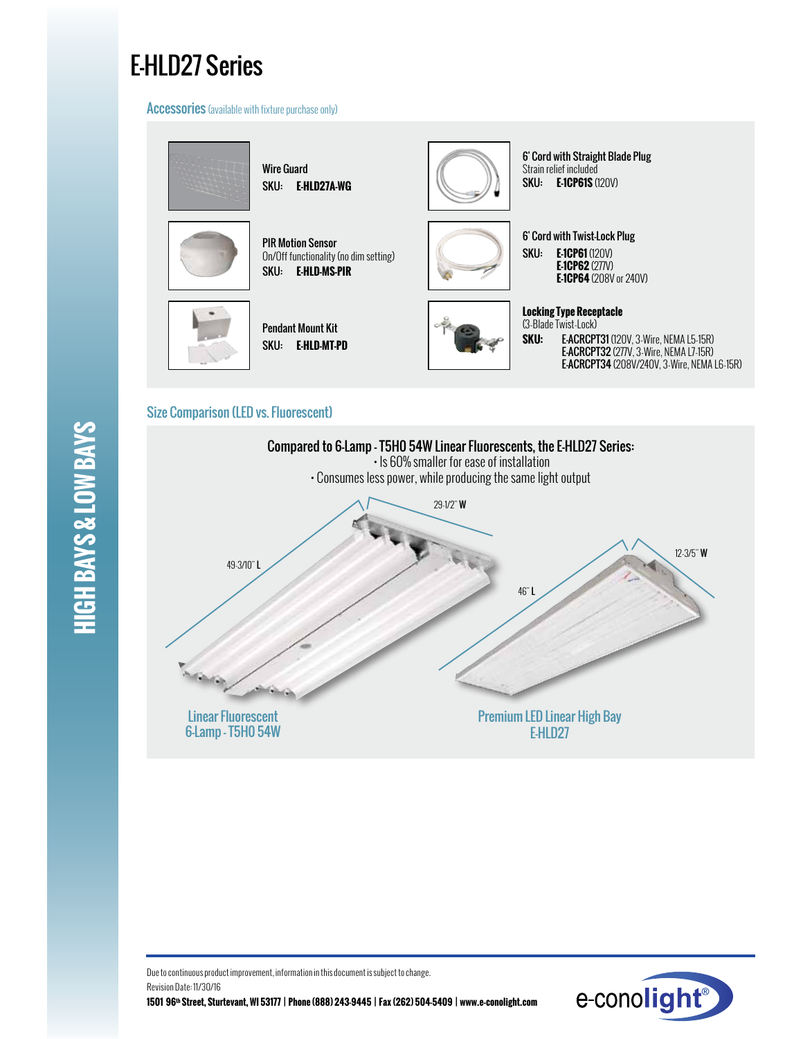# E-HLD27 Series

## Accessories (available with fixture purchase only)

**Wire Guard**
SKU: **E-HLD27A-WG**

**PIR Motion Sensor**
On/Off functionality (no dim setting)
SKU: **E-HLD-MS-PIR**

**Pendant Mount Kit**
SKU: **E-HLD-MT-PD**

**6' Cord with Straight Blade Plug**
Strain relief included
SKU: **E-1CP61S** (120V)

**6' Cord with Twist-Lock Plug**
SKU: **E-1CP61** (120V)
**E-1CP62** (277V)
**E-1CP64** (208V or 240V)

**Locking Type Receptacle**
(3-Blade Twist-Lock)
**SKU:** **E-ACRCPT31** (120V, 3-Wire, NEMA L5-15R)
**E-ACRCPT32** (277V, 3-Wire, NEMA L7-15R)
**E-ACRCPT34** (208V/240V, 3-Wire, NEMA L6-15R)

## Size Comparison (LED vs. Fluorescent)

**Compared to 6-Lamp - T5HO 54W Linear Fluorescents, the E-HLD27 Series:**

- Is 60% smaller for ease of installation
- Consumes less power, while producing the same light output

49-3/10" L
29-1/2" W
Linear Fluorescent
6-Lamp - T5HO 54W

46" L
12-3/5" W
Premium LED Linear High Bay
E-HLD27

Due to continuous product improvement, information in this document is subject to change.
Revision Date: 11/30/16
**1501 96th Street, Sturtevant, WI 53177 | Phone (888) 243-9445 | Fax (262) 504-5409 | www.e-conolight.com**